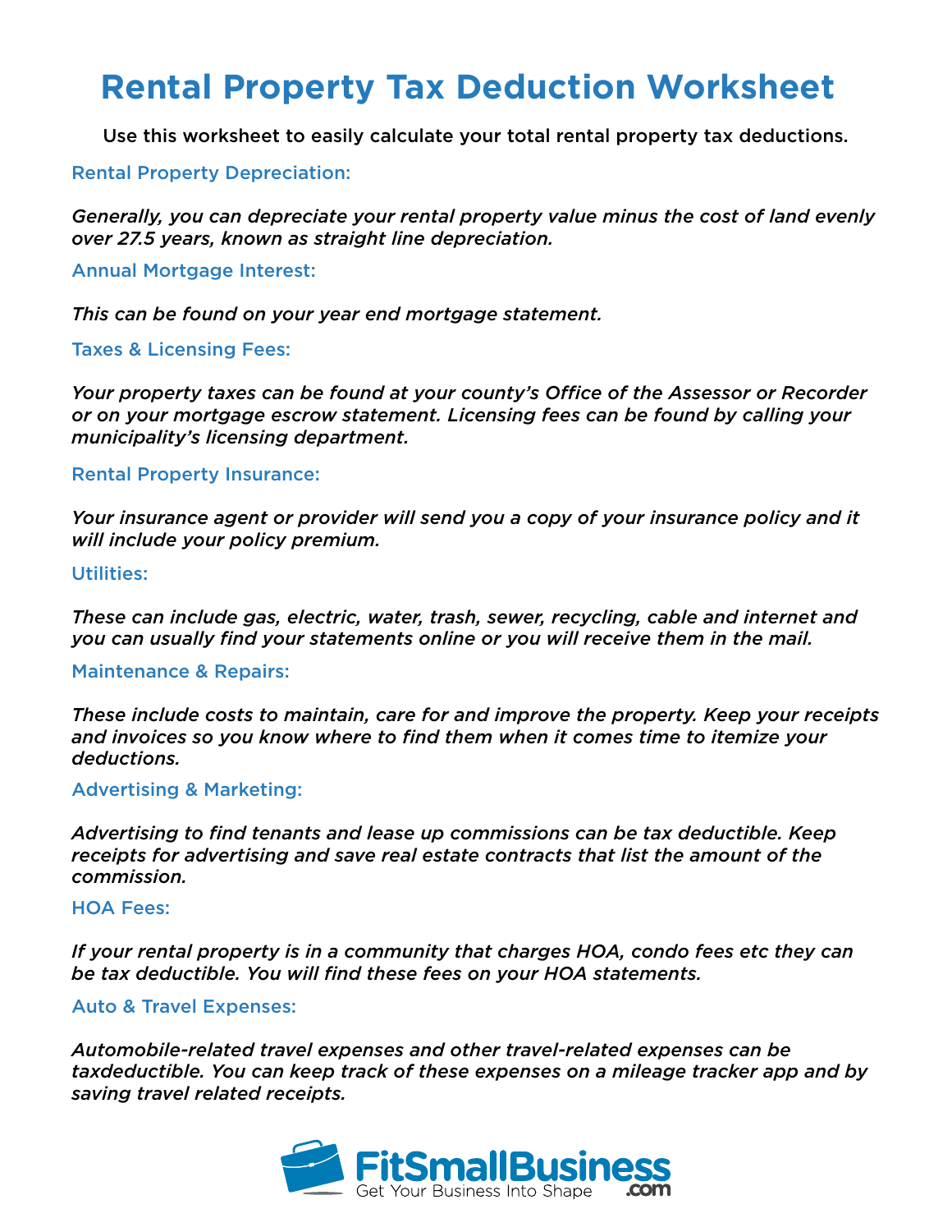# Rental Property Tax Deduction Worksheet

Use this worksheet to easily calculate your total rental property tax deductions.

## Rental Property Depreciation:

*Generally, you can depreciate your rental property value minus the cost of land evenly over 27.5 years, known as straight line depreciation.*

## Annual Mortgage Interest:

*This can be found on your year end mortgage statement.*

## Taxes & Licensing Fees:

*Your property taxes can be found at your county's Office of the Assessor or Recorder or on your mortgage escrow statement. Licensing fees can be found by calling your municipality's licensing department.*

## Rental Property Insurance:

*Your insurance agent or provider will send you a copy of your insurance policy and it will include your policy premium.*

## Utilities:

*These can include gas, electric, water, trash, sewer, recycling, cable and internet and you can usually find your statements online or you will receive them in the mail.*

## Maintenance & Repairs:

*These include costs to maintain, care for and improve the property. Keep your receipts and invoices so you know where to find them when it comes time to itemize your deductions.*

## Advertising & Marketing:

*Advertising to find tenants and lease up commissions can be tax deductible. Keep receipts for advertising and save real estate contracts that list the amount of the commission.*

## HOA Fees:

*If your rental property is in a community that charges HOA, condo fees etc they can be tax deductible. You will find these fees on your HOA statements.*

## Auto & Travel Expenses:

*Automobile-related travel expenses and other travel-related expenses can be taxdeductible. You can keep track of these expenses on a mileage tracker app and by saving travel related receipts.*

FitSmallBusiness.com
Get Your Business Into Shape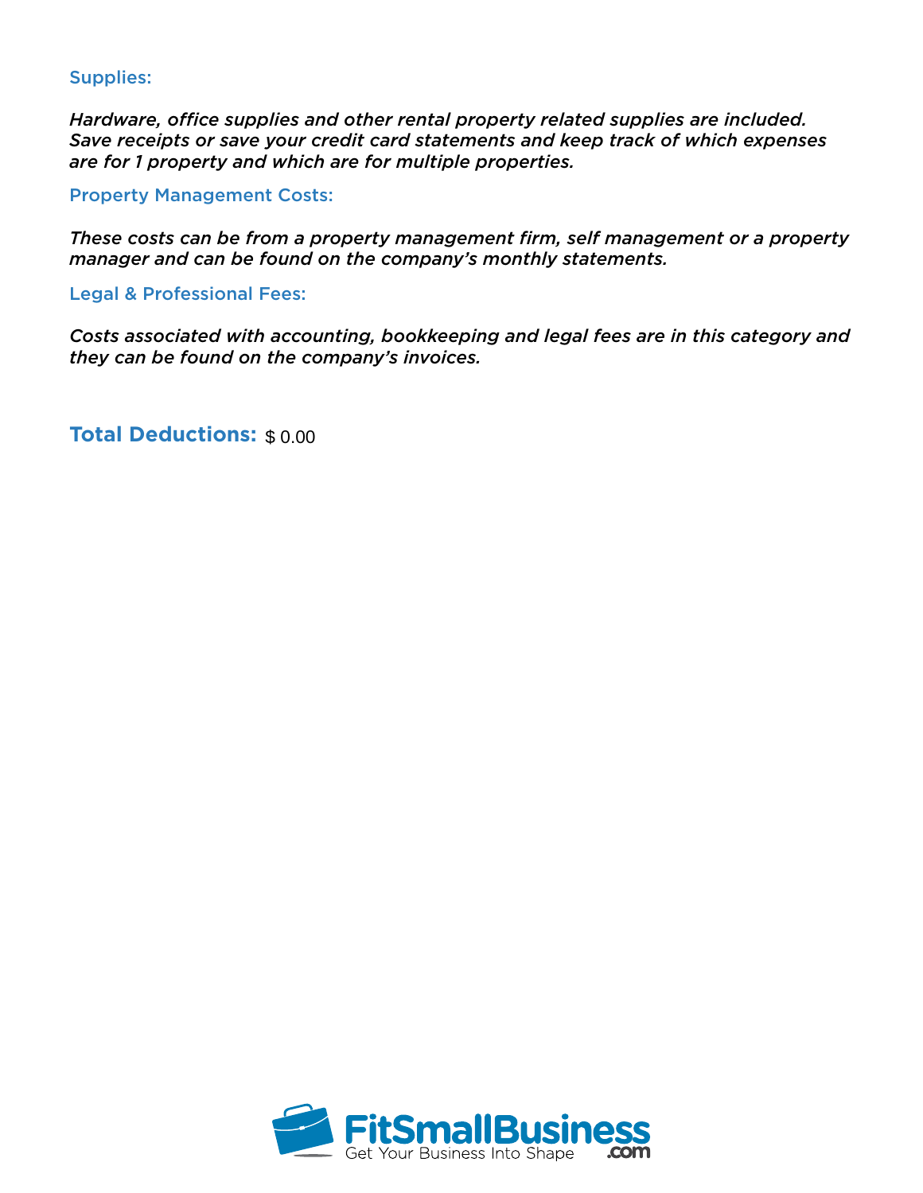### Supplies:

*Hardware, office supplies and other rental property related supplies are included. Save receipts or save your credit card statements and keep track of which expenses are for 1 property and which are for multiple properties.*

### Property Management Costs:

*These costs can be from a property management firm, self management or a property manager and can be found on the company's monthly statements.*

### Legal & Professional Fees:

*Costs associated with accounting, bookkeeping and legal fees are in this category and they can be found on the company's invoices.*

## Total Deductions: $ 0.00

FitSmallBusiness.com
Get Your Business Into Shape